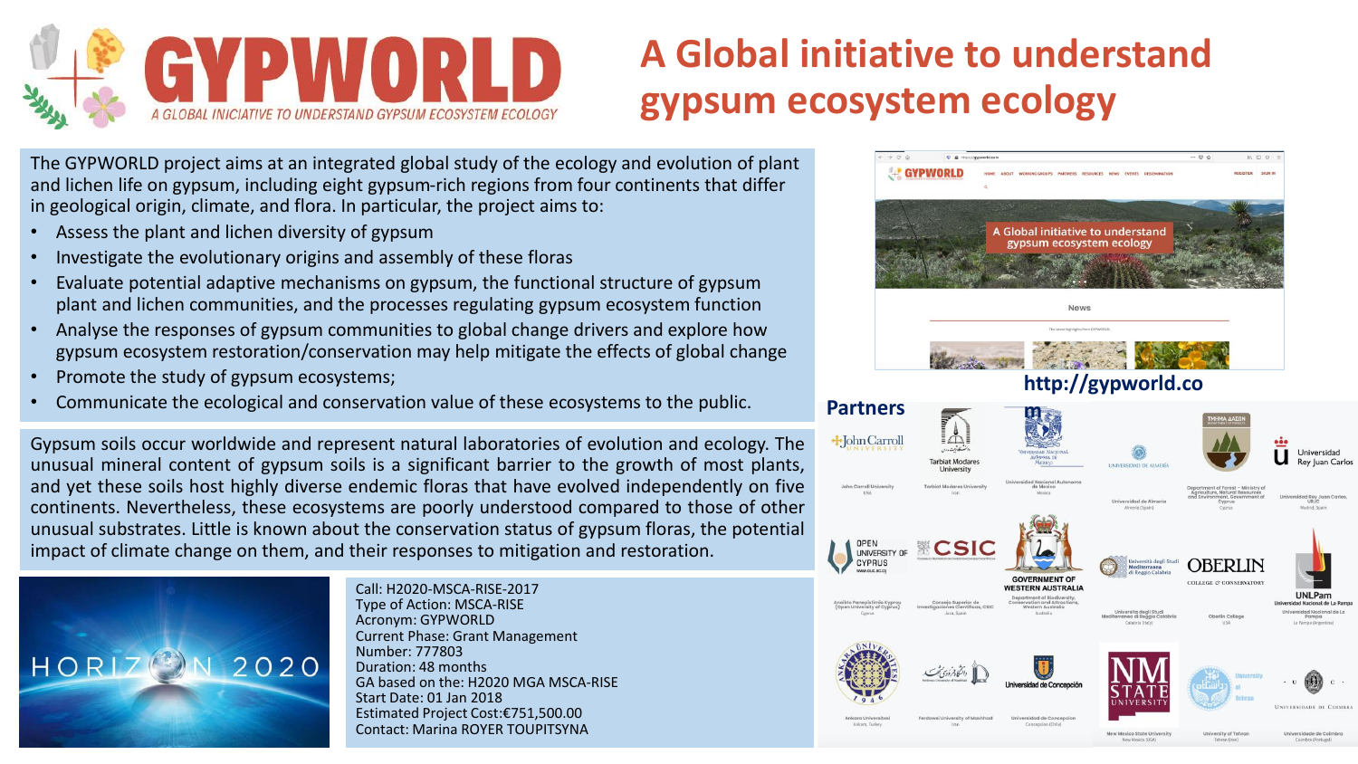# GYPWORLD

*A GLOBAL INICIATIVE TO UNDERSTAND GYPSUM ECOSYSTEM ECOLOGY*

## A Global initiative to understand gypsum ecosystem ecology

The GYPWORLD project aims at an integrated global study of the ecology and evolution of plant and lichen life on gypsum, including eight gypsum-rich regions from four continents that differ in geological origin, climate, and flora. In particular, the project aims to:

- Assess the plant and lichen diversity of gypsum
- Investigate the evolutionary origins and assembly of these floras
- Evaluate potential adaptive mechanisms on gypsum, the functional structure of gypsum plant and lichen communities, and the processes regulating gypsum ecosystem function
- Analyse the responses of gypsum communities to global change drivers and explore how gypsum ecosystem restoration/conservation may help mitigate the effects of global change
- Promote the study of gypsum ecosystems;
- Communicate the ecological and conservation value of these ecosystems to the public.

Gypsum soils occur worldwide and represent natural laboratories of evolution and ecology. The unusual mineral content of gypsum soils is a significant barrier to the growth of most plants, and yet these soils host highly diverse endemic floras that have evolved independently on five continents. Nevertheless, these ecosystems are poorly understood compared to those of other unusual substrates. Little is known about the conservation status of gypsum floras, the potential impact of climate change on them, and their responses to mitigation and restoration.

HORIZON 2020

Call: H2020-MSCA-RISE-2017
Type of Action: MSCA-RISE
Acronym: GYPWORLD
Current Phase: Grant Management
Number: 777803
Duration: 48 months
GA based on the: H2020 MGA MSCA-RISE
Start Date: 01 Jan 2018
Estimated Project Cost:€751,500.00
Contact: Marina ROYER TOUPITSYNA

**http://gypworld.com**

## Partners

- John Carroll University (USA)
- Tarbiat Modares University (Iran)
- Universidad Nacional Autónoma de México (Mexico)
- Universidad de Almería (Almería (Spain))
- Department of Forest – Ministry of Agriculture, Natural Resources and Environment, Government of Cyprus (Cyprus)
- Universidad Rey Juan Carlos, URJC (Madrid, Spain)
- Open University of Cyprus (Cyprus)
- Consejo Superior de Investigaciones Científicas, CSIC (Jaca, Spain)
- Government of Western Australia, Department of Biodiversity, Conservation and Attractions, Western Australia (Australia)
- Università degli Studi Mediterranea di Reggio Calabria (Calabria (Italy))
- Oberlin College (USA)
- Universidad Nacional de La Pampa, UNLPam (La Pampa (Argentina))
- Ankara Üniversitesi (Ankara, Turkey)
- Ferdowsi University of Mashhad (Iran)
- Universidad de Concepción (Concepción (Chile))
- New Mexico State University (New Mexico (USA))
- University of Tehran (Tehran (Iran))
- Universidade de Coimbra (Coimbra (Portugal))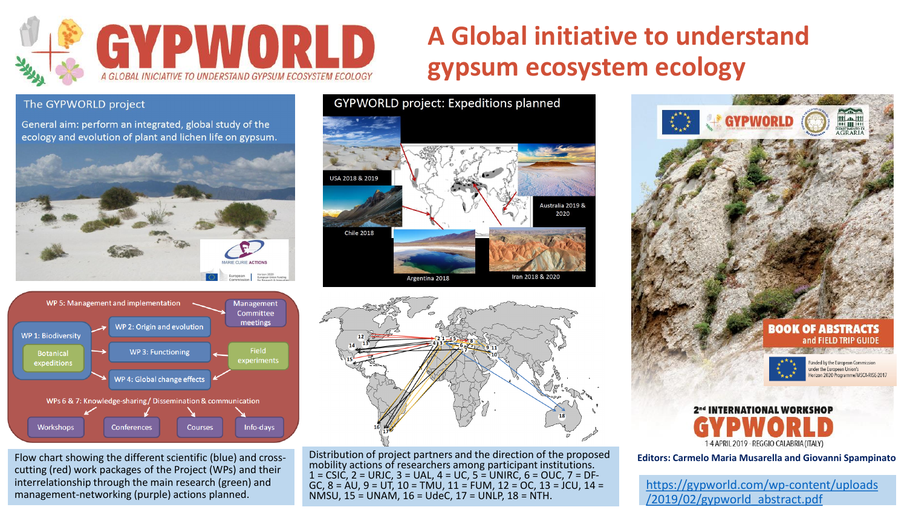# GYPWORLD

A GLOBAL INICIATIVE TO UNDERSTAND GYPSUM ECOSYSTEM ECOLOGY

# A Global initiative to understand gypsum ecosystem ecology

## The GYPWORLD project

General aim: perform an integrated, global study of the ecology and evolution of plant and lichen life on gypsum.

MARIE CURIE ACTIONS

WP 5: Management and implementation

Management Committee meetings

WP 1: Biodiversity

Botanical expeditions

WP 2: Origin and evolution

WP 3: Functioning

WP 4: Global change effects

Field experiments

WPs 6 & 7: Knowledge-sharing / Dissemination & communication

Workshops

Conferences

Courses

Info-days

Flow chart showing the different scientific (blue) and cross-cutting (red) work packages of the Project (WPs) and their interrelationship through the main research (green) and management-networking (purple) actions planned.

## GYPWORLD project: Expeditions planned

USA 2018 & 2019

Chile 2018

Argentina 2018

Iran 2018 & 2020

Australia 2019 & 2020

Distribution of project partners and the direction of the proposed mobility actions of researchers among participant institutions. 1 = CSIC, 2 = URJC, 3 = UAL, 4 = UC, 5 = UNIRC, 6 = OUC, 7 = DF-GC, 8 = AU, 9 = UT, 10 = TMU, 11 = FUM, 12 = OC, 13 = JCU, 14 = NMSU, 15 = UNAM, 16 = UdeC, 17 = UNLP, 18 = NTH.

GYPWORLD

DIPARTIMENTO DI AGRARIA

BOOK OF ABSTRACTS and FIELD TRIP GUIDE

Funded by the European Commission under the European Union's Horizon 2020 Programme/MSCA-RISE-2017

2nd INTERNATIONAL WORKSHOP GYPWORLD

1-4 APRIL 2019 · REGGIO CALABRIA (ITALY)

**Editors: Carmelo Maria Musarella and Giovanni Spampinato**

https://gypworld.com/wp-content/uploads/2019/02/gypworld_abstract.pdf